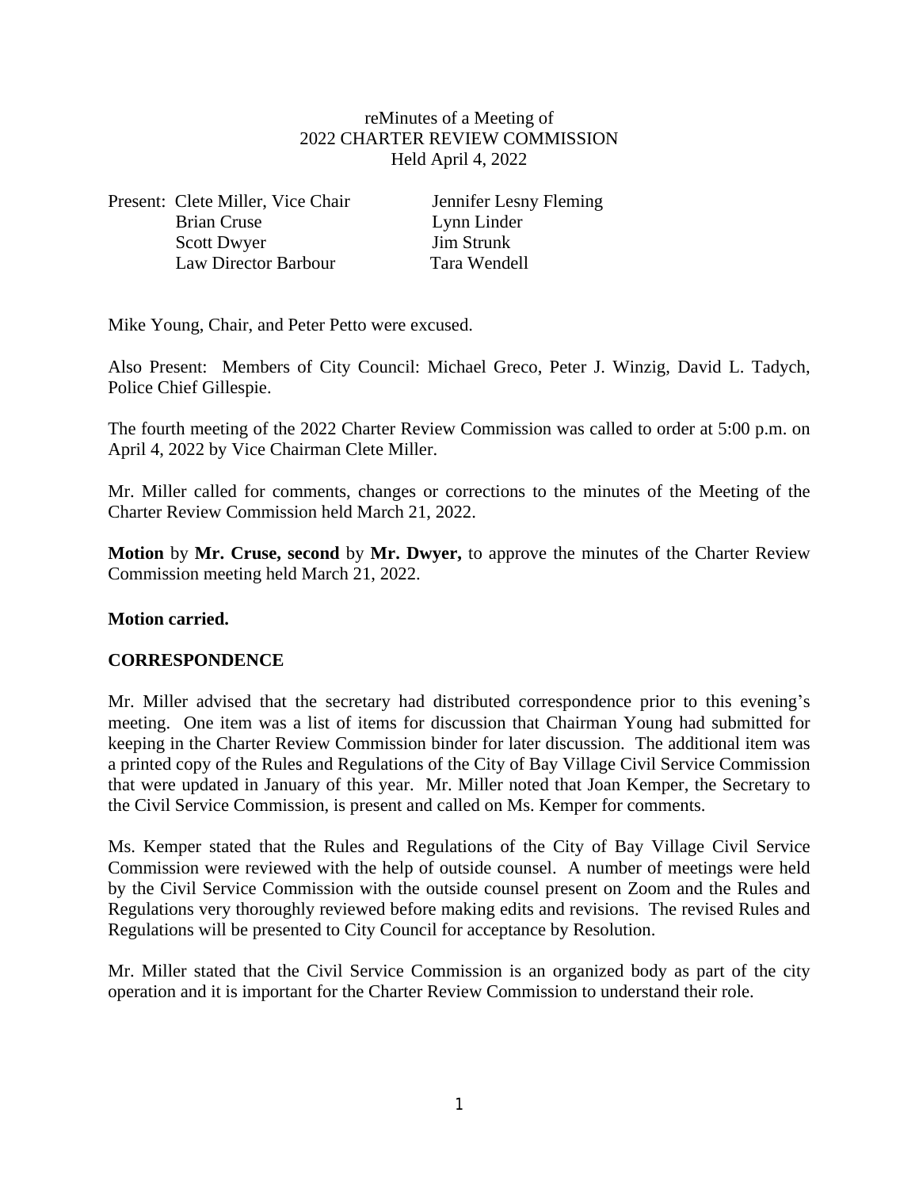reMinutes of a Meeting of
2022 CHARTER REVIEW COMMISSION
Held April 4, 2022

| Present: | |
|---|---|
| Clete Miller, Vice Chair | Jennifer Lesny Fleming |
| Brian Cruse | Lynn Linder |
| Scott Dwyer | Jim Strunk |
| Law Director Barbour | Tara Wendell |

Mike Young, Chair, and Peter Petto were excused.

Also Present: Members of City Council: Michael Greco, Peter J. Winzig, David L. Tadych, Police Chief Gillespie.

The fourth meeting of the 2022 Charter Review Commission was called to order at 5:00 p.m. on April 4, 2022 by Vice Chairman Clete Miller.

Mr. Miller called for comments, changes or corrections to the minutes of the Meeting of the Charter Review Commission held March 21, 2022.

**Motion** by **Mr. Cruse, second** by **Mr. Dwyer,** to approve the minutes of the Charter Review Commission meeting held March 21, 2022.

**Motion carried.**

**CORRESPONDENCE**

Mr. Miller advised that the secretary had distributed correspondence prior to this evening's meeting. One item was a list of items for discussion that Chairman Young had submitted for keeping in the Charter Review Commission binder for later discussion. The additional item was a printed copy of the Rules and Regulations of the City of Bay Village Civil Service Commission that were updated in January of this year. Mr. Miller noted that Joan Kemper, the Secretary to the Civil Service Commission, is present and called on Ms. Kemper for comments.

Ms. Kemper stated that the Rules and Regulations of the City of Bay Village Civil Service Commission were reviewed with the help of outside counsel. A number of meetings were held by the Civil Service Commission with the outside counsel present on Zoom and the Rules and Regulations very thoroughly reviewed before making edits and revisions. The revised Rules and Regulations will be presented to City Council for acceptance by Resolution.

Mr. Miller stated that the Civil Service Commission is an organized body as part of the city operation and it is important for the Charter Review Commission to understand their role.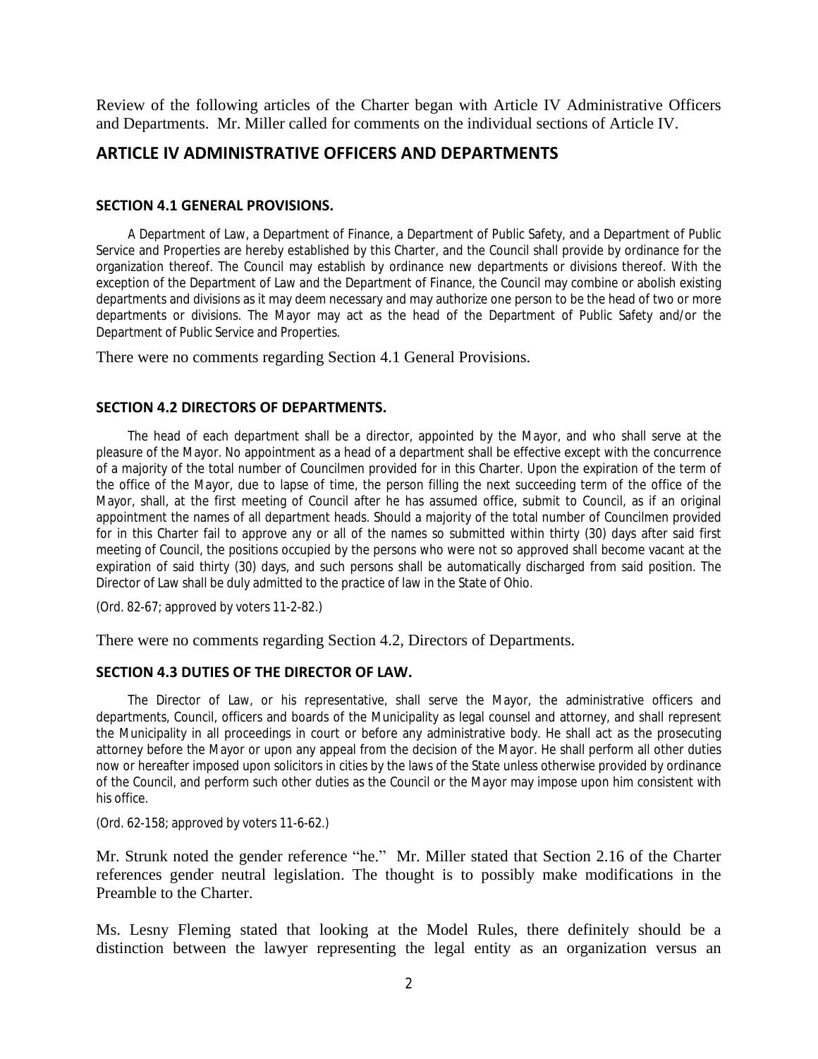Review of the following articles of the Charter began with Article IV Administrative Officers and Departments. Mr. Miller called for comments on the individual sections of Article IV.

## ARTICLE IV ADMINISTRATIVE OFFICERS AND DEPARTMENTS

#### SECTION 4.1 GENERAL PROVISIONS.

A Department of Law, a Department of Finance, a Department of Public Safety, and a Department of Public Service and Properties are hereby established by this Charter, and the Council shall provide by ordinance for the organization thereof. The Council may establish by ordinance new departments or divisions thereof. With the exception of the Department of Law and the Department of Finance, the Council may combine or abolish existing departments and divisions as it may deem necessary and may authorize one person to be the head of two or more departments or divisions. The Mayor may act as the head of the Department of Public Safety and/or the Department of Public Service and Properties.

There were no comments regarding Section 4.1 General Provisions.

#### SECTION 4.2 DIRECTORS OF DEPARTMENTS.

The head of each department shall be a director, appointed by the Mayor, and who shall serve at the pleasure of the Mayor. No appointment as a head of a department shall be effective except with the concurrence of a majority of the total number of Councilmen provided for in this Charter. Upon the expiration of the term of the office of the Mayor, due to lapse of time, the person filling the next succeeding term of the office of the Mayor, shall, at the first meeting of Council after he has assumed office, submit to Council, as if an original appointment the names of all department heads. Should a majority of the total number of Councilmen provided for in this Charter fail to approve any or all of the names so submitted within thirty (30) days after said first meeting of Council, the positions occupied by the persons who were not so approved shall become vacant at the expiration of said thirty (30) days, and such persons shall be automatically discharged from said position. The Director of Law shall be duly admitted to the practice of law in the State of Ohio.

(Ord. 82-67; approved by voters 11-2-82.)

There were no comments regarding Section 4.2, Directors of Departments.

#### SECTION 4.3 DUTIES OF THE DIRECTOR OF LAW.

The Director of Law, or his representative, shall serve the Mayor, the administrative officers and departments, Council, officers and boards of the Municipality as legal counsel and attorney, and shall represent the Municipality in all proceedings in court or before any administrative body. He shall act as the prosecuting attorney before the Mayor or upon any appeal from the decision of the Mayor. He shall perform all other duties now or hereafter imposed upon solicitors in cities by the laws of the State unless otherwise provided by ordinance of the Council, and perform such other duties as the Council or the Mayor may impose upon him consistent with his office.

(Ord. 62-158; approved by voters 11-6-62.)

Mr. Strunk noted the gender reference "he." Mr. Miller stated that Section 2.16 of the Charter references gender neutral legislation. The thought is to possibly make modifications in the Preamble to the Charter.

Ms. Lesny Fleming stated that looking at the Model Rules, there definitely should be a distinction between the lawyer representing the legal entity as an organization versus an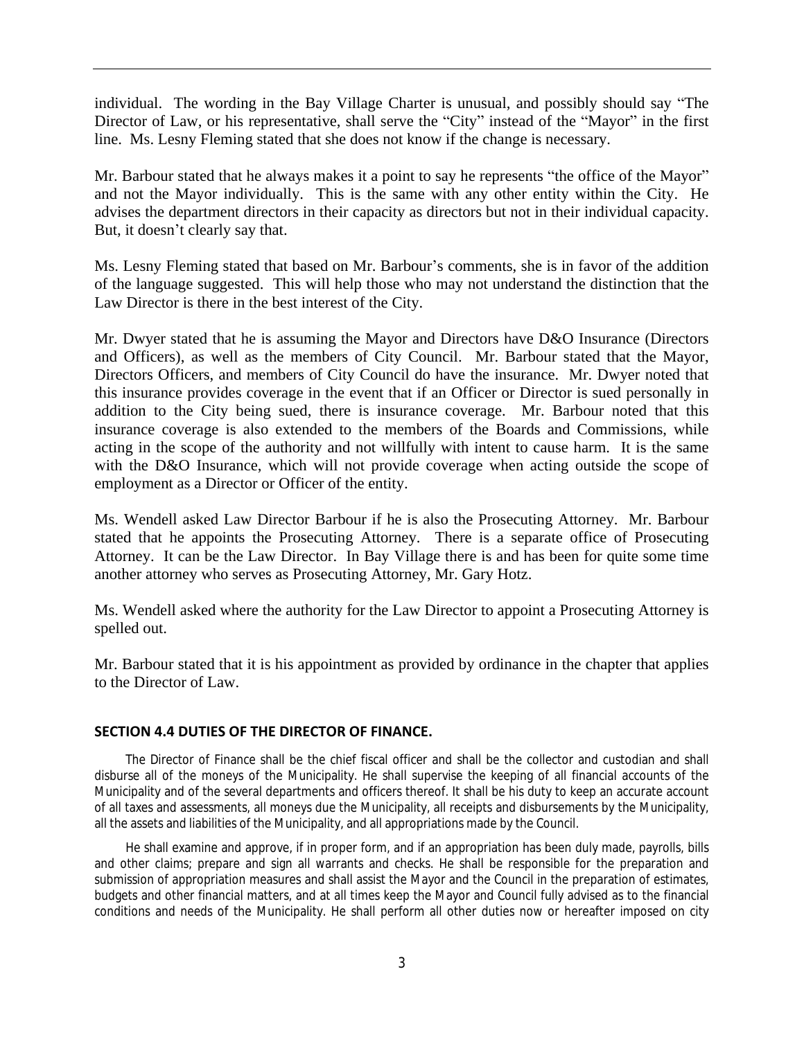individual. The wording in the Bay Village Charter is unusual, and possibly should say "The Director of Law, or his representative, shall serve the "City" instead of the "Mayor" in the first line. Ms. Lesny Fleming stated that she does not know if the change is necessary.

Mr. Barbour stated that he always makes it a point to say he represents "the office of the Mayor" and not the Mayor individually. This is the same with any other entity within the City. He advises the department directors in their capacity as directors but not in their individual capacity. But, it doesn't clearly say that.

Ms. Lesny Fleming stated that based on Mr. Barbour's comments, she is in favor of the addition of the language suggested. This will help those who may not understand the distinction that the Law Director is there in the best interest of the City.

Mr. Dwyer stated that he is assuming the Mayor and Directors have D&O Insurance (Directors and Officers), as well as the members of City Council. Mr. Barbour stated that the Mayor, Directors Officers, and members of City Council do have the insurance. Mr. Dwyer noted that this insurance provides coverage in the event that if an Officer or Director is sued personally in addition to the City being sued, there is insurance coverage. Mr. Barbour noted that this insurance coverage is also extended to the members of the Boards and Commissions, while acting in the scope of the authority and not willfully with intent to cause harm. It is the same with the D&O Insurance, which will not provide coverage when acting outside the scope of employment as a Director or Officer of the entity.

Ms. Wendell asked Law Director Barbour if he is also the Prosecuting Attorney. Mr. Barbour stated that he appoints the Prosecuting Attorney. There is a separate office of Prosecuting Attorney. It can be the Law Director. In Bay Village there is and has been for quite some time another attorney who serves as Prosecuting Attorney, Mr. Gary Hotz.

Ms. Wendell asked where the authority for the Law Director to appoint a Prosecuting Attorney is spelled out.

Mr. Barbour stated that it is his appointment as provided by ordinance in the chapter that applies to the Director of Law.

**SECTION 4.4 DUTIES OF THE DIRECTOR OF FINANCE.**

The Director of Finance shall be the chief fiscal officer and shall be the collector and custodian and shall disburse all of the moneys of the Municipality. He shall supervise the keeping of all financial accounts of the Municipality and of the several departments and officers thereof. It shall be his duty to keep an accurate account of all taxes and assessments, all moneys due the Municipality, all receipts and disbursements by the Municipality, all the assets and liabilities of the Municipality, and all appropriations made by the Council.

He shall examine and approve, if in proper form, and if an appropriation has been duly made, payrolls, bills and other claims; prepare and sign all warrants and checks. He shall be responsible for the preparation and submission of appropriation measures and shall assist the Mayor and the Council in the preparation of estimates, budgets and other financial matters, and at all times keep the Mayor and Council fully advised as to the financial conditions and needs of the Municipality. He shall perform all other duties now or hereafter imposed on city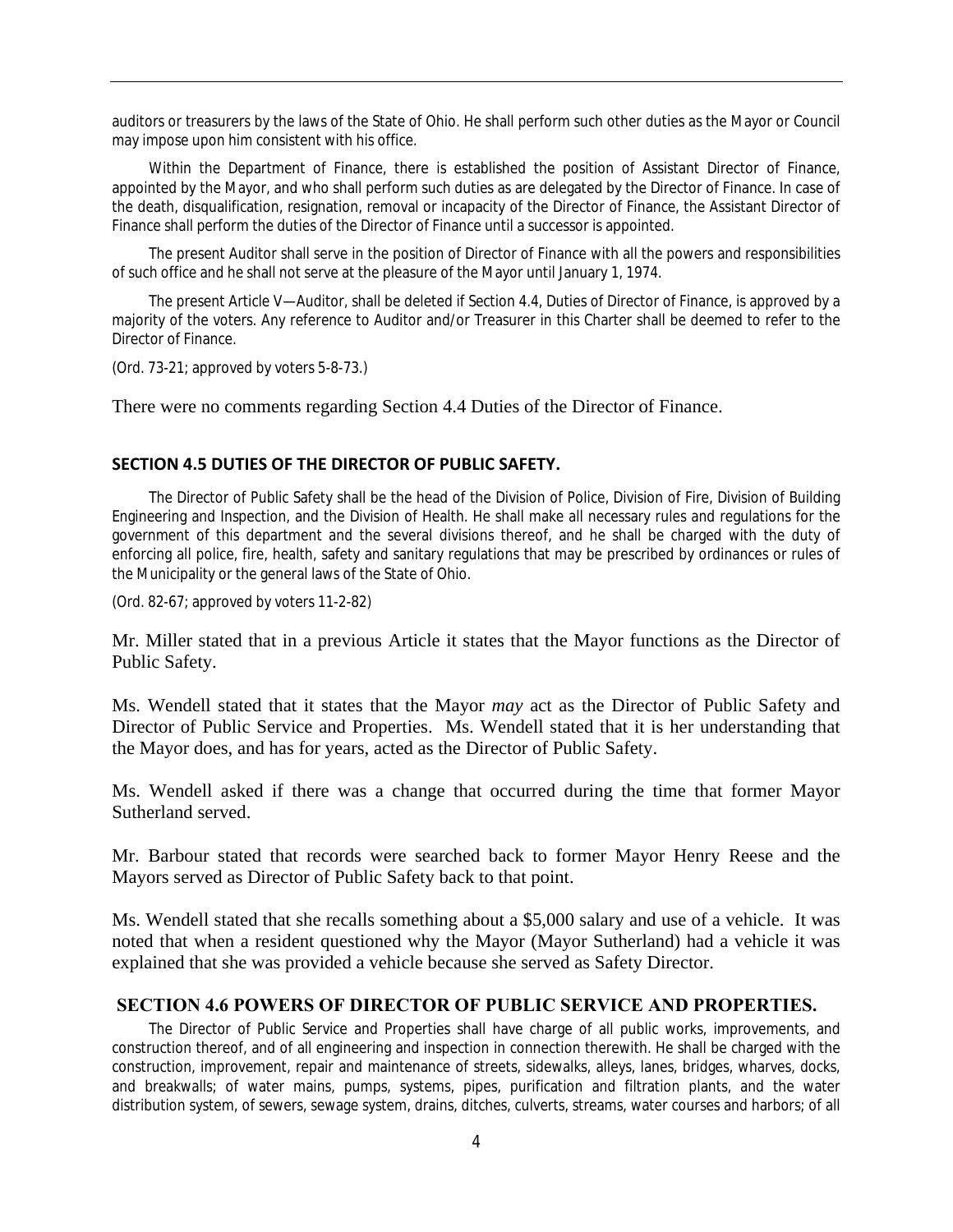auditors or treasurers by the laws of the State of Ohio. He shall perform such other duties as the Mayor or Council may impose upon him consistent with his office.

Within the Department of Finance, there is established the position of Assistant Director of Finance, appointed by the Mayor, and who shall perform such duties as are delegated by the Director of Finance. In case of the death, disqualification, resignation, removal or incapacity of the Director of Finance, the Assistant Director of Finance shall perform the duties of the Director of Finance until a successor is appointed.

The present Auditor shall serve in the position of Director of Finance with all the powers and responsibilities of such office and he shall not serve at the pleasure of the Mayor until January 1, 1974.

The present Article V—Auditor, shall be deleted if Section 4.4, Duties of Director of Finance, is approved by a majority of the voters. Any reference to Auditor and/or Treasurer in this Charter shall be deemed to refer to the Director of Finance.

(Ord. 73-21; approved by voters 5-8-73.)

There were no comments regarding Section 4.4 Duties of the Director of Finance.

### SECTION 4.5 DUTIES OF THE DIRECTOR OF PUBLIC SAFETY.

The Director of Public Safety shall be the head of the Division of Police, Division of Fire, Division of Building Engineering and Inspection, and the Division of Health. He shall make all necessary rules and regulations for the government of this department and the several divisions thereof, and he shall be charged with the duty of enforcing all police, fire, health, safety and sanitary regulations that may be prescribed by ordinances or rules of the Municipality or the general laws of the State of Ohio.

(Ord. 82-67; approved by voters 11-2-82)

Mr. Miller stated that in a previous Article it states that the Mayor functions as the Director of Public Safety.

Ms. Wendell stated that it states that the Mayor *may* act as the Director of Public Safety and Director of Public Service and Properties. Ms. Wendell stated that it is her understanding that the Mayor does, and has for years, acted as the Director of Public Safety.

Ms. Wendell asked if there was a change that occurred during the time that former Mayor Sutherland served.

Mr. Barbour stated that records were searched back to former Mayor Henry Reese and the Mayors served as Director of Public Safety back to that point.

Ms. Wendell stated that she recalls something about a $5,000 salary and use of a vehicle. It was noted that when a resident questioned why the Mayor (Mayor Sutherland) had a vehicle it was explained that she was provided a vehicle because she served as Safety Director.

### SECTION 4.6 POWERS OF DIRECTOR OF PUBLIC SERVICE AND PROPERTIES.

The Director of Public Service and Properties shall have charge of all public works, improvements, and construction thereof, and of all engineering and inspection in connection therewith. He shall be charged with the construction, improvement, repair and maintenance of streets, sidewalks, alleys, lanes, bridges, wharves, docks, and breakwalls; of water mains, pumps, systems, pipes, purification and filtration plants, and the water distribution system, of sewers, sewage system, drains, ditches, culverts, streams, water courses and harbors; of all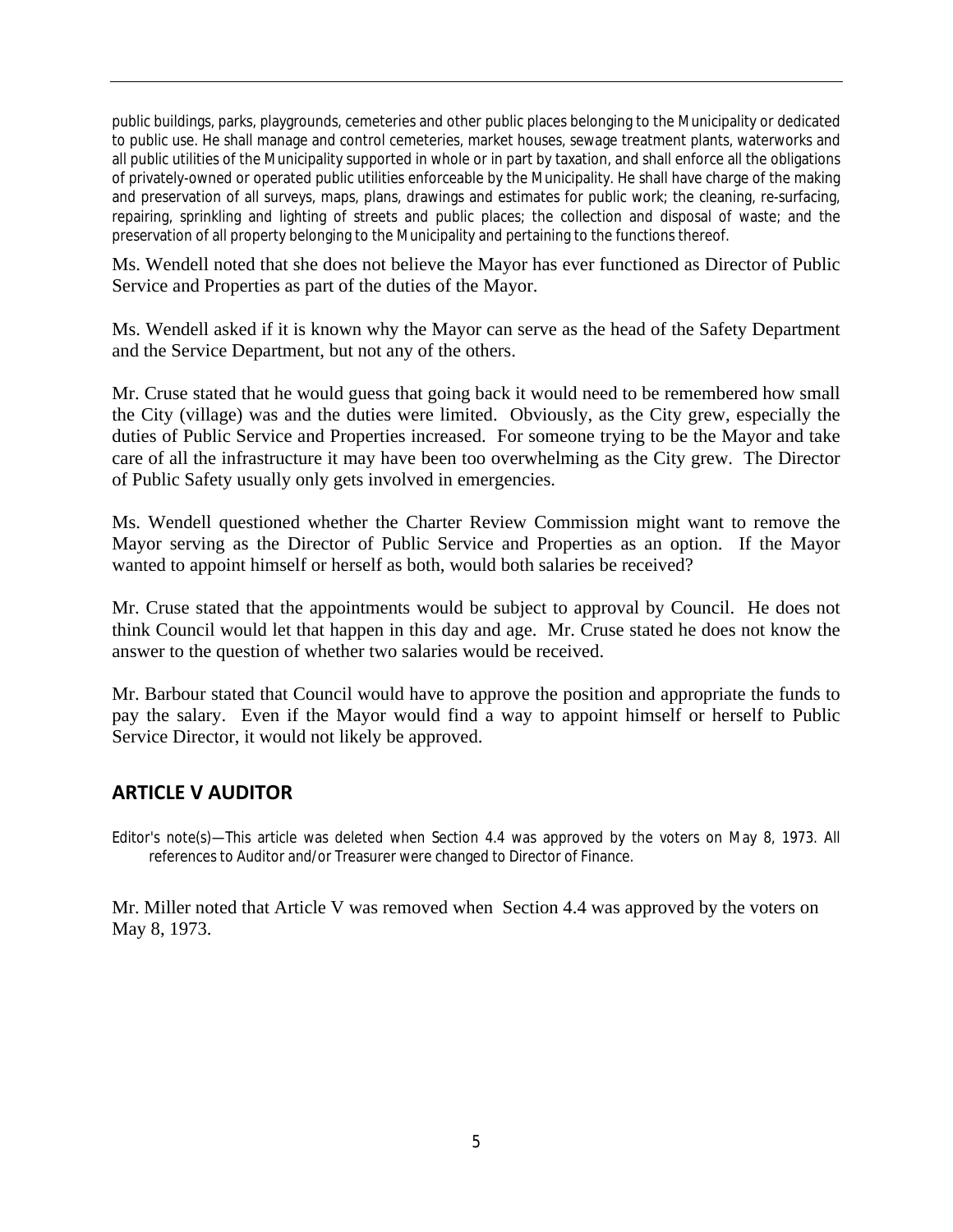public buildings, parks, playgrounds, cemeteries and other public places belonging to the Municipality or dedicated to public use. He shall manage and control cemeteries, market houses, sewage treatment plants, waterworks and all public utilities of the Municipality supported in whole or in part by taxation, and shall enforce all the obligations of privately-owned or operated public utilities enforceable by the Municipality. He shall have charge of the making and preservation of all surveys, maps, plans, drawings and estimates for public work; the cleaning, re-surfacing, repairing, sprinkling and lighting of streets and public places; the collection and disposal of waste; and the preservation of all property belonging to the Municipality and pertaining to the functions thereof.

Ms. Wendell noted that she does not believe the Mayor has ever functioned as Director of Public Service and Properties as part of the duties of the Mayor.

Ms. Wendell asked if it is known why the Mayor can serve as the head of the Safety Department and the Service Department, but not any of the others.

Mr. Cruse stated that he would guess that going back it would need to be remembered how small the City (village) was and the duties were limited. Obviously, as the City grew, especially the duties of Public Service and Properties increased. For someone trying to be the Mayor and take care of all the infrastructure it may have been too overwhelming as the City grew. The Director of Public Safety usually only gets involved in emergencies.

Ms. Wendell questioned whether the Charter Review Commission might want to remove the Mayor serving as the Director of Public Service and Properties as an option. If the Mayor wanted to appoint himself or herself as both, would both salaries be received?

Mr. Cruse stated that the appointments would be subject to approval by Council. He does not think Council would let that happen in this day and age. Mr. Cruse stated he does not know the answer to the question of whether two salaries would be received.

Mr. Barbour stated that Council would have to approve the position and appropriate the funds to pay the salary. Even if the Mayor would find a way to appoint himself or herself to Public Service Director, it would not likely be approved.

## ARTICLE V AUDITOR

Editor's note(s)—This article was deleted when Section 4.4 was approved by the voters on May 8, 1973. All references to Auditor and/or Treasurer were changed to Director of Finance.

Mr. Miller noted that Article V was removed when Section 4.4 was approved by the voters on May 8, 1973.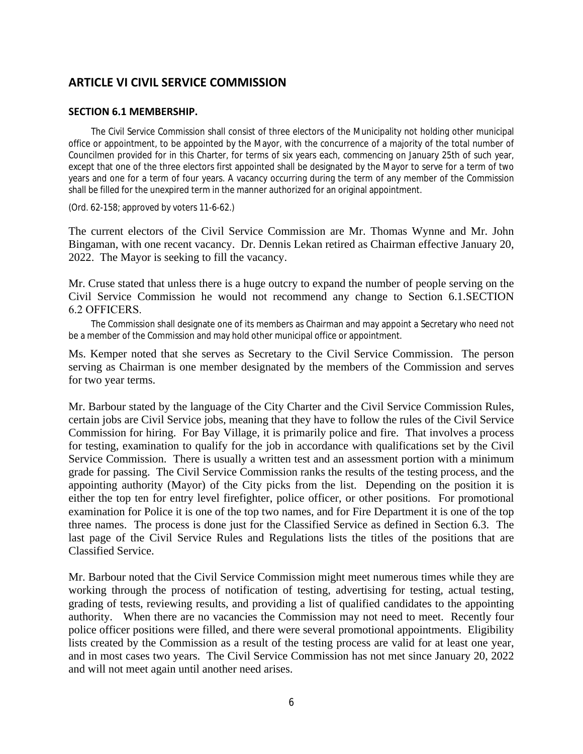## ARTICLE VI CIVIL SERVICE COMMISSION

### SECTION 6.1 MEMBERSHIP.

The Civil Service Commission shall consist of three electors of the Municipality not holding other municipal office or appointment, to be appointed by the Mayor, with the concurrence of a majority of the total number of Councilmen provided for in this Charter, for terms of six years each, commencing on January 25th of such year, except that one of the three electors first appointed shall be designated by the Mayor to serve for a term of two years and one for a term of four years. A vacancy occurring during the term of any member of the Commission shall be filled for the unexpired term in the manner authorized for an original appointment.

(Ord. 62-158; approved by voters 11-6-62.)

The current electors of the Civil Service Commission are Mr. Thomas Wynne and Mr. John Bingaman, with one recent vacancy. Dr. Dennis Lekan retired as Chairman effective January 20, 2022. The Mayor is seeking to fill the vacancy.

Mr. Cruse stated that unless there is a huge outcry to expand the number of people serving on the Civil Service Commission he would not recommend any change to Section 6.1.

### SECTION 6.2 OFFICERS.

The Commission shall designate one of its members as Chairman and may appoint a Secretary who need not be a member of the Commission and may hold other municipal office or appointment.

Ms. Kemper noted that she serves as Secretary to the Civil Service Commission. The person serving as Chairman is one member designated by the members of the Commission and serves for two year terms.

Mr. Barbour stated by the language of the City Charter and the Civil Service Commission Rules, certain jobs are Civil Service jobs, meaning that they have to follow the rules of the Civil Service Commission for hiring. For Bay Village, it is primarily police and fire. That involves a process for testing, examination to qualify for the job in accordance with qualifications set by the Civil Service Commission. There is usually a written test and an assessment portion with a minimum grade for passing. The Civil Service Commission ranks the results of the testing process, and the appointing authority (Mayor) of the City picks from the list. Depending on the position it is either the top ten for entry level firefighter, police officer, or other positions. For promotional examination for Police it is one of the top two names, and for Fire Department it is one of the top three names. The process is done just for the Classified Service as defined in Section 6.3. The last page of the Civil Service Rules and Regulations lists the titles of the positions that are Classified Service.

Mr. Barbour noted that the Civil Service Commission might meet numerous times while they are working through the process of notification of testing, advertising for testing, actual testing, grading of tests, reviewing results, and providing a list of qualified candidates to the appointing authority. When there are no vacancies the Commission may not need to meet. Recently four police officer positions were filled, and there were several promotional appointments. Eligibility lists created by the Commission as a result of the testing process are valid for at least one year, and in most cases two years. The Civil Service Commission has not met since January 20, 2022 and will not meet again until another need arises.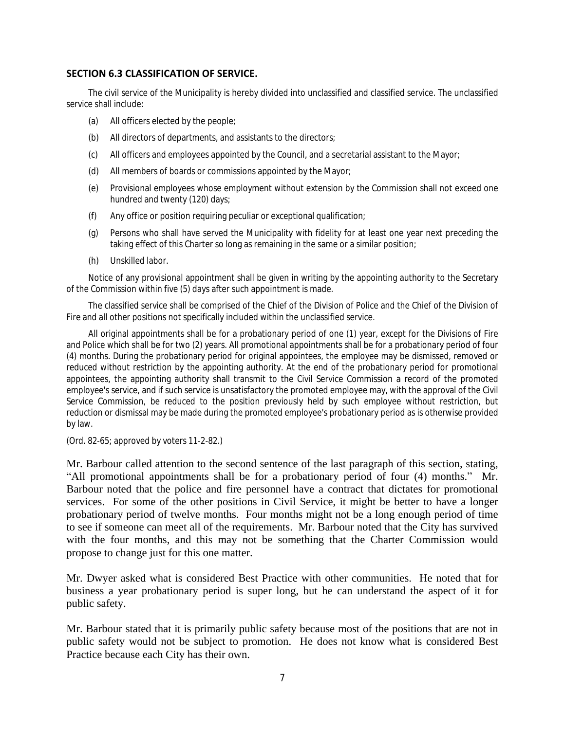### SECTION 6.3 CLASSIFICATION OF SERVICE.

The civil service of the Municipality is hereby divided into unclassified and classified service. The unclassified service shall include:

- (a) All officers elected by the people;
- (b) All directors of departments, and assistants to the directors;
- (c) All officers and employees appointed by the Council, and a secretarial assistant to the Mayor;
- (d) All members of boards or commissions appointed by the Mayor;
- (e) Provisional employees whose employment without extension by the Commission shall not exceed one hundred and twenty (120) days;
- (f) Any office or position requiring peculiar or exceptional qualification;
- (g) Persons who shall have served the Municipality with fidelity for at least one year next preceding the taking effect of this Charter so long as remaining in the same or a similar position;
- (h) Unskilled labor.

Notice of any provisional appointment shall be given in writing by the appointing authority to the Secretary of the Commission within five (5) days after such appointment is made.

The classified service shall be comprised of the Chief of the Division of Police and the Chief of the Division of Fire and all other positions not specifically included within the unclassified service.

All original appointments shall be for a probationary period of one (1) year, except for the Divisions of Fire and Police which shall be for two (2) years. All promotional appointments shall be for a probationary period of four (4) months. During the probationary period for original appointees, the employee may be dismissed, removed or reduced without restriction by the appointing authority. At the end of the probationary period for promotional appointees, the appointing authority shall transmit to the Civil Service Commission a record of the promoted employee's service, and if such service is unsatisfactory the promoted employee may, with the approval of the Civil Service Commission, be reduced to the position previously held by such employee without restriction, but reduction or dismissal may be made during the promoted employee's probationary period as is otherwise provided by law.

(Ord. 82-65; approved by voters 11-2-82.)

Mr. Barbour called attention to the second sentence of the last paragraph of this section, stating, "All promotional appointments shall be for a probationary period of four (4) months." Mr. Barbour noted that the police and fire personnel have a contract that dictates for promotional services. For some of the other positions in Civil Service, it might be better to have a longer probationary period of twelve months. Four months might not be a long enough period of time to see if someone can meet all of the requirements. Mr. Barbour noted that the City has survived with the four months, and this may not be something that the Charter Commission would propose to change just for this one matter.

Mr. Dwyer asked what is considered Best Practice with other communities. He noted that for business a year probationary period is super long, but he can understand the aspect of it for public safety.

Mr. Barbour stated that it is primarily public safety because most of the positions that are not in public safety would not be subject to promotion. He does not know what is considered Best Practice because each City has their own.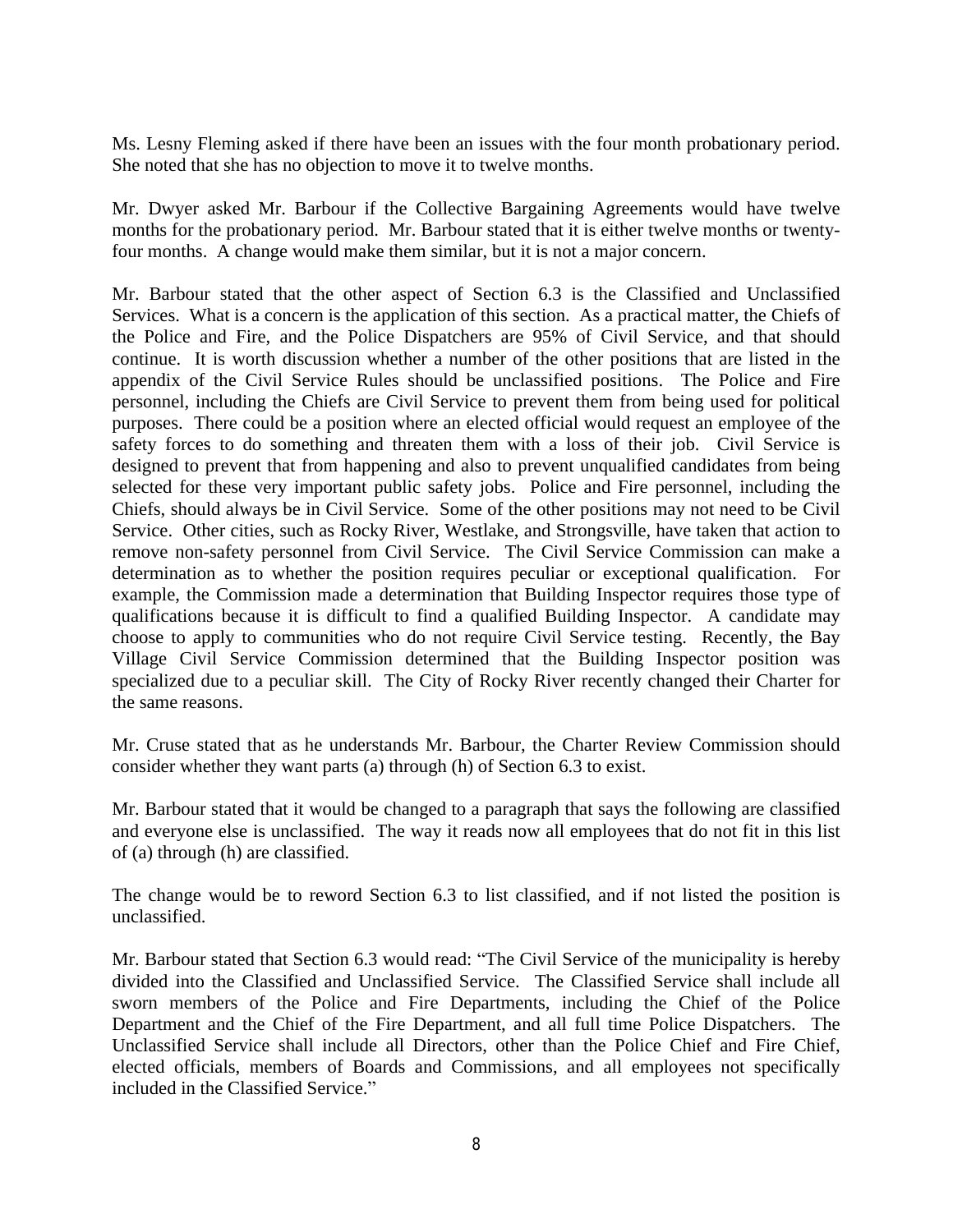Ms. Lesny Fleming asked if there have been an issues with the four month probationary period. She noted that she has no objection to move it to twelve months.

Mr. Dwyer asked Mr. Barbour if the Collective Bargaining Agreements would have twelve months for the probationary period. Mr. Barbour stated that it is either twelve months or twenty-four months. A change would make them similar, but it is not a major concern.

Mr. Barbour stated that the other aspect of Section 6.3 is the Classified and Unclassified Services. What is a concern is the application of this section. As a practical matter, the Chiefs of the Police and Fire, and the Police Dispatchers are 95% of Civil Service, and that should continue. It is worth discussion whether a number of the other positions that are listed in the appendix of the Civil Service Rules should be unclassified positions. The Police and Fire personnel, including the Chiefs are Civil Service to prevent them from being used for political purposes. There could be a position where an elected official would request an employee of the safety forces to do something and threaten them with a loss of their job. Civil Service is designed to prevent that from happening and also to prevent unqualified candidates from being selected for these very important public safety jobs. Police and Fire personnel, including the Chiefs, should always be in Civil Service. Some of the other positions may not need to be Civil Service. Other cities, such as Rocky River, Westlake, and Strongsville, have taken that action to remove non-safety personnel from Civil Service. The Civil Service Commission can make a determination as to whether the position requires peculiar or exceptional qualification. For example, the Commission made a determination that Building Inspector requires those type of qualifications because it is difficult to find a qualified Building Inspector. A candidate may choose to apply to communities who do not require Civil Service testing. Recently, the Bay Village Civil Service Commission determined that the Building Inspector position was specialized due to a peculiar skill. The City of Rocky River recently changed their Charter for the same reasons.

Mr. Cruse stated that as he understands Mr. Barbour, the Charter Review Commission should consider whether they want parts (a) through (h) of Section 6.3 to exist.

Mr. Barbour stated that it would be changed to a paragraph that says the following are classified and everyone else is unclassified. The way it reads now all employees that do not fit in this list of (a) through (h) are classified.

The change would be to reword Section 6.3 to list classified, and if not listed the position is unclassified.

Mr. Barbour stated that Section 6.3 would read: "The Civil Service of the municipality is hereby divided into the Classified and Unclassified Service. The Classified Service shall include all sworn members of the Police and Fire Departments, including the Chief of the Police Department and the Chief of the Fire Department, and all full time Police Dispatchers. The Unclassified Service shall include all Directors, other than the Police Chief and Fire Chief, elected officials, members of Boards and Commissions, and all employees not specifically included in the Classified Service."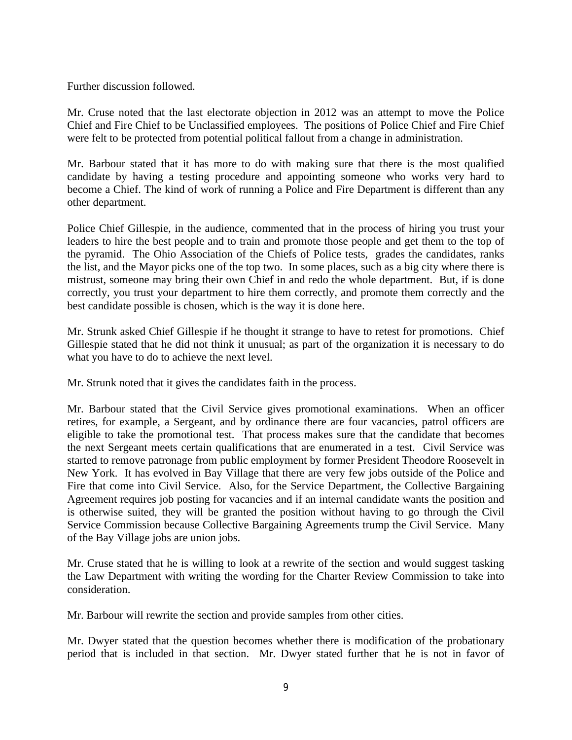Further discussion followed.

Mr. Cruse noted that the last electorate objection in 2012 was an attempt to move the Police Chief and Fire Chief to be Unclassified employees. The positions of Police Chief and Fire Chief were felt to be protected from potential political fallout from a change in administration.

Mr. Barbour stated that it has more to do with making sure that there is the most qualified candidate by having a testing procedure and appointing someone who works very hard to become a Chief. The kind of work of running a Police and Fire Department is different than any other department.

Police Chief Gillespie, in the audience, commented that in the process of hiring you trust your leaders to hire the best people and to train and promote those people and get them to the top of the pyramid. The Ohio Association of the Chiefs of Police tests, grades the candidates, ranks the list, and the Mayor picks one of the top two. In some places, such as a big city where there is mistrust, someone may bring their own Chief in and redo the whole department. But, if is done correctly, you trust your department to hire them correctly, and promote them correctly and the best candidate possible is chosen, which is the way it is done here.

Mr. Strunk asked Chief Gillespie if he thought it strange to have to retest for promotions. Chief Gillespie stated that he did not think it unusual; as part of the organization it is necessary to do what you have to do to achieve the next level.

Mr. Strunk noted that it gives the candidates faith in the process.

Mr. Barbour stated that the Civil Service gives promotional examinations. When an officer retires, for example, a Sergeant, and by ordinance there are four vacancies, patrol officers are eligible to take the promotional test. That process makes sure that the candidate that becomes the next Sergeant meets certain qualifications that are enumerated in a test. Civil Service was started to remove patronage from public employment by former President Theodore Roosevelt in New York. It has evolved in Bay Village that there are very few jobs outside of the Police and Fire that come into Civil Service. Also, for the Service Department, the Collective Bargaining Agreement requires job posting for vacancies and if an internal candidate wants the position and is otherwise suited, they will be granted the position without having to go through the Civil Service Commission because Collective Bargaining Agreements trump the Civil Service. Many of the Bay Village jobs are union jobs.

Mr. Cruse stated that he is willing to look at a rewrite of the section and would suggest tasking the Law Department with writing the wording for the Charter Review Commission to take into consideration.

Mr. Barbour will rewrite the section and provide samples from other cities.

Mr. Dwyer stated that the question becomes whether there is modification of the probationary period that is included in that section. Mr. Dwyer stated further that he is not in favor of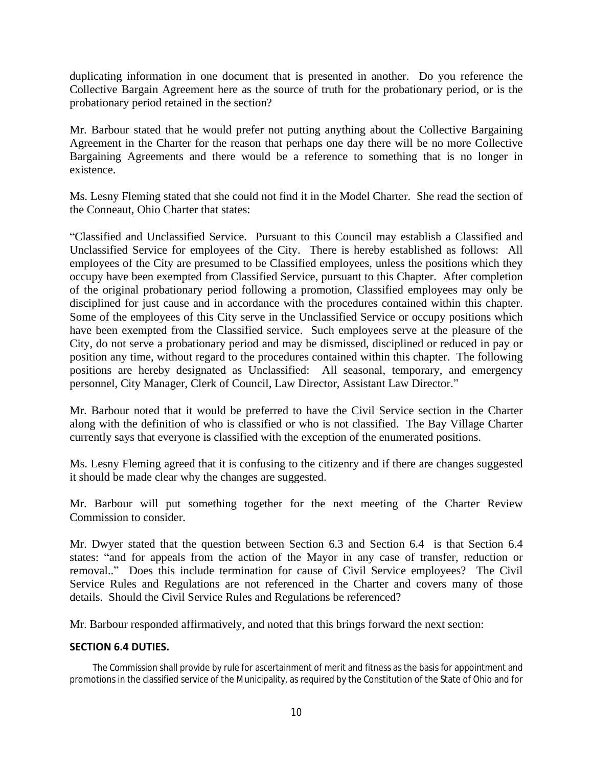duplicating information in one document that is presented in another. Do you reference the Collective Bargain Agreement here as the source of truth for the probationary period, or is the probationary period retained in the section?

Mr. Barbour stated that he would prefer not putting anything about the Collective Bargaining Agreement in the Charter for the reason that perhaps one day there will be no more Collective Bargaining Agreements and there would be a reference to something that is no longer in existence.

Ms. Lesny Fleming stated that she could not find it in the Model Charter. She read the section of the Conneaut, Ohio Charter that states:

"Classified and Unclassified Service. Pursuant to this Council may establish a Classified and Unclassified Service for employees of the City. There is hereby established as follows: All employees of the City are presumed to be Classified employees, unless the positions which they occupy have been exempted from Classified Service, pursuant to this Chapter. After completion of the original probationary period following a promotion, Classified employees may only be disciplined for just cause and in accordance with the procedures contained within this chapter. Some of the employees of this City serve in the Unclassified Service or occupy positions which have been exempted from the Classified service. Such employees serve at the pleasure of the City, do not serve a probationary period and may be dismissed, disciplined or reduced in pay or position any time, without regard to the procedures contained within this chapter. The following positions are hereby designated as Unclassified: All seasonal, temporary, and emergency personnel, City Manager, Clerk of Council, Law Director, Assistant Law Director."

Mr. Barbour noted that it would be preferred to have the Civil Service section in the Charter along with the definition of who is classified or who is not classified. The Bay Village Charter currently says that everyone is classified with the exception of the enumerated positions.

Ms. Lesny Fleming agreed that it is confusing to the citizenry and if there are changes suggested it should be made clear why the changes are suggested.

Mr. Barbour will put something together for the next meeting of the Charter Review Commission to consider.

Mr. Dwyer stated that the question between Section 6.3 and Section 6.4 is that Section 6.4 states: "and for appeals from the action of the Mayor in any case of transfer, reduction or removal.." Does this include termination for cause of Civil Service employees? The Civil Service Rules and Regulations are not referenced in the Charter and covers many of those details. Should the Civil Service Rules and Regulations be referenced?

Mr. Barbour responded affirmatively, and noted that this brings forward the next section:

**SECTION 6.4 DUTIES.**

The Commission shall provide by rule for ascertainment of merit and fitness as the basis for appointment and promotions in the classified service of the Municipality, as required by the Constitution of the State of Ohio and for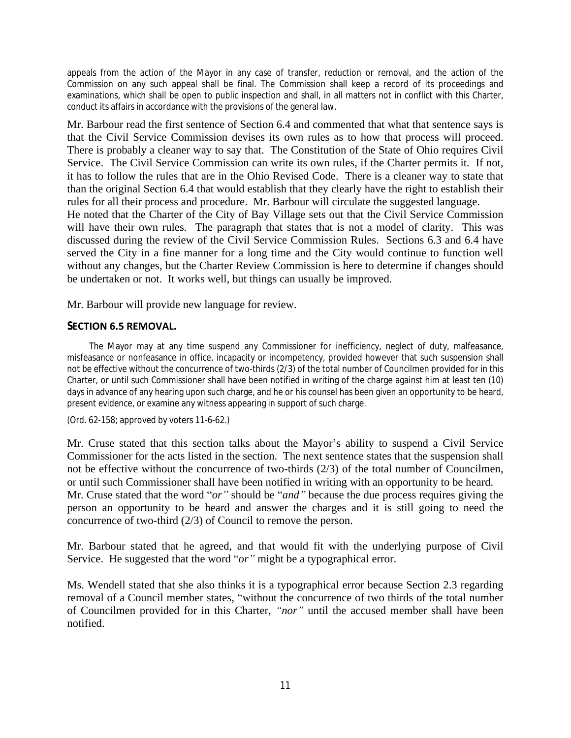appeals from the action of the Mayor in any case of transfer, reduction or removal, and the action of the Commission on any such appeal shall be final. The Commission shall keep a record of its proceedings and examinations, which shall be open to public inspection and shall, in all matters not in conflict with this Charter, conduct its affairs in accordance with the provisions of the general law.

Mr. Barbour read the first sentence of Section 6.4 and commented that what that sentence says is that the Civil Service Commission devises its own rules as to how that process will proceed. There is probably a cleaner way to say that. The Constitution of the State of Ohio requires Civil Service. The Civil Service Commission can write its own rules, if the Charter permits it. If not, it has to follow the rules that are in the Ohio Revised Code. There is a cleaner way to state that than the original Section 6.4 that would establish that they clearly have the right to establish their rules for all their process and procedure. Mr. Barbour will circulate the suggested language.
He noted that the Charter of the City of Bay Village sets out that the Civil Service Commission will have their own rules. The paragraph that states that is not a model of clarity. This was discussed during the review of the Civil Service Commission Rules. Sections 6.3 and 6.4 have served the City in a fine manner for a long time and the City would continue to function well without any changes, but the Charter Review Commission is here to determine if changes should be undertaken or not. It works well, but things can usually be improved.

Mr. Barbour will provide new language for review.

### SECTION 6.5 REMOVAL.

The Mayor may at any time suspend any Commissioner for inefficiency, neglect of duty, malfeasance, misfeasance or nonfeasance in office, incapacity or incompetency, provided however that such suspension shall not be effective without the concurrence of two-thirds (2/3) of the total number of Councilmen provided for in this Charter, or until such Commissioner shall have been notified in writing of the charge against him at least ten (10) days in advance of any hearing upon such charge, and he or his counsel has been given an opportunity to be heard, present evidence, or examine any witness appearing in support of such charge.

(Ord. 62-158; approved by voters 11-6-62.)

Mr. Cruse stated that this section talks about the Mayor's ability to suspend a Civil Service Commissioner for the acts listed in the section. The next sentence states that the suspension shall not be effective without the concurrence of two-thirds (2/3) of the total number of Councilmen, or until such Commissioner shall have been notified in writing with an opportunity to be heard.
Mr. Cruse stated that the word "*or"* should be "*and"* because the due process requires giving the person an opportunity to be heard and answer the charges and it is still going to need the concurrence of two-third (2/3) of Council to remove the person.

Mr. Barbour stated that he agreed, and that would fit with the underlying purpose of Civil Service. He suggested that the word "*or"* might be a typographical error.

Ms. Wendell stated that she also thinks it is a typographical error because Section 2.3 regarding removal of a Council member states, "without the concurrence of two thirds of the total number of Councilmen provided for in this Charter, *"nor"* until the accused member shall have been notified.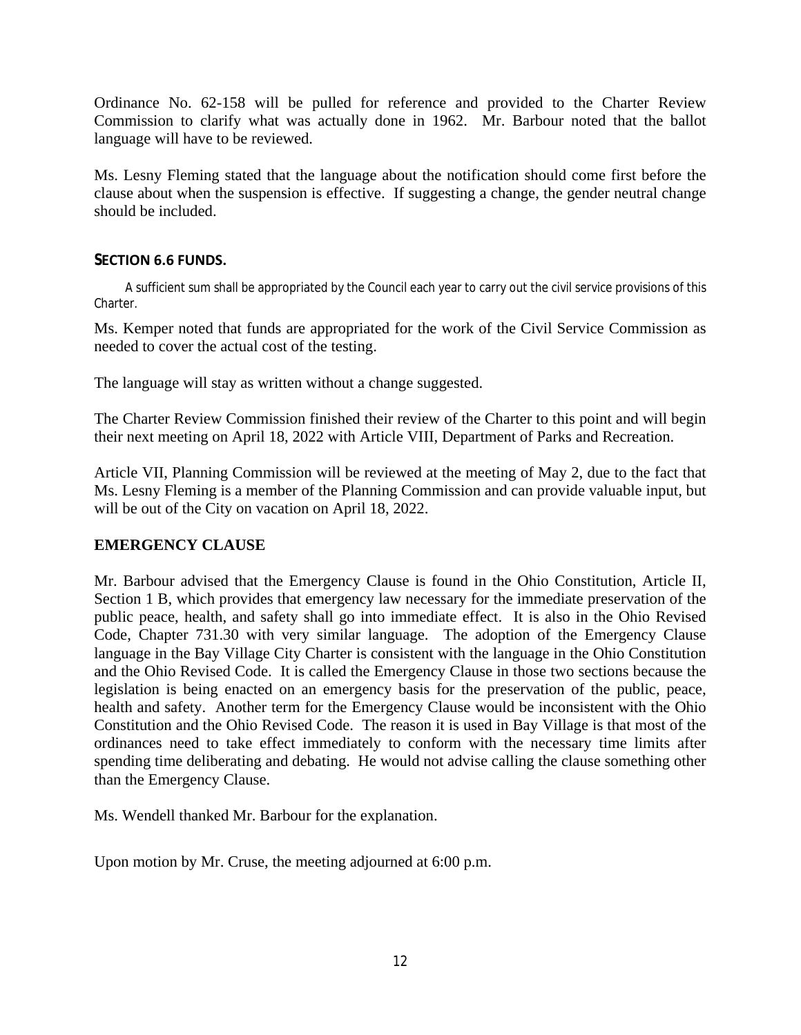Ordinance No. 62-158 will be pulled for reference and provided to the Charter Review Commission to clarify what was actually done in 1962. Mr. Barbour noted that the ballot language will have to be reviewed.

Ms. Lesny Fleming stated that the language about the notification should come first before the clause about when the suspension is effective. If suggesting a change, the gender neutral change should be included.

### SECTION 6.6 FUNDS.

A sufficient sum shall be appropriated by the Council each year to carry out the civil service provisions of this Charter.

Ms. Kemper noted that funds are appropriated for the work of the Civil Service Commission as needed to cover the actual cost of the testing.

The language will stay as written without a change suggested.

The Charter Review Commission finished their review of the Charter to this point and will begin their next meeting on April 18, 2022 with Article VIII, Department of Parks and Recreation.

Article VII, Planning Commission will be reviewed at the meeting of May 2, due to the fact that Ms. Lesny Fleming is a member of the Planning Commission and can provide valuable input, but will be out of the City on vacation on April 18, 2022.

### EMERGENCY CLAUSE

Mr. Barbour advised that the Emergency Clause is found in the Ohio Constitution, Article II, Section 1 B, which provides that emergency law necessary for the immediate preservation of the public peace, health, and safety shall go into immediate effect. It is also in the Ohio Revised Code, Chapter 731.30 with very similar language. The adoption of the Emergency Clause language in the Bay Village City Charter is consistent with the language in the Ohio Constitution and the Ohio Revised Code. It is called the Emergency Clause in those two sections because the legislation is being enacted on an emergency basis for the preservation of the public, peace, health and safety. Another term for the Emergency Clause would be inconsistent with the Ohio Constitution and the Ohio Revised Code. The reason it is used in Bay Village is that most of the ordinances need to take effect immediately to conform with the necessary time limits after spending time deliberating and debating. He would not advise calling the clause something other than the Emergency Clause.

Ms. Wendell thanked Mr. Barbour for the explanation.

Upon motion by Mr. Cruse, the meeting adjourned at 6:00 p.m.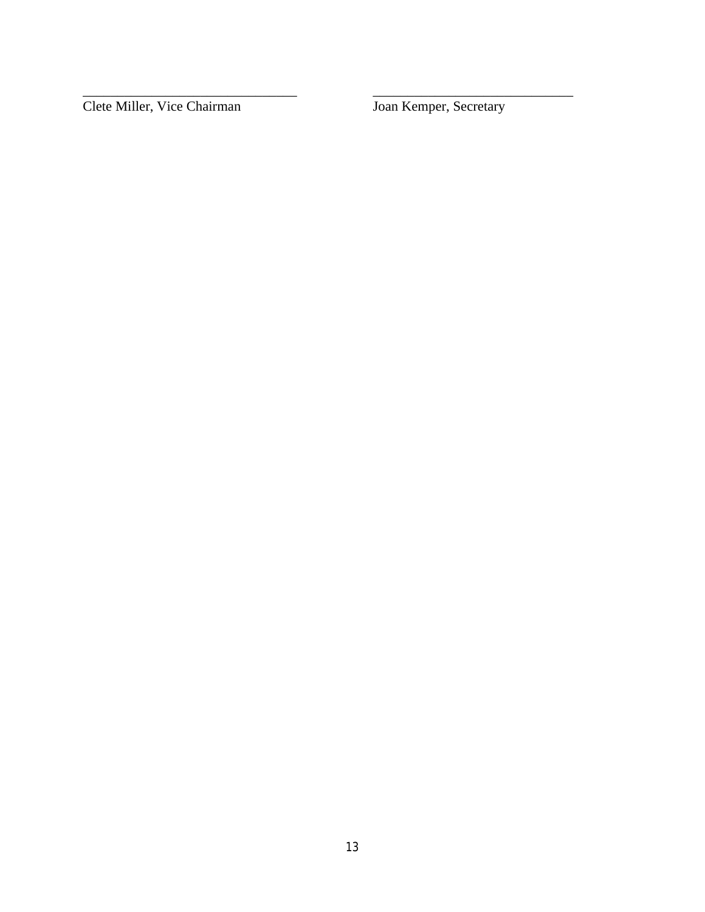\_\_\_\_\_\_\_\_\_\_\_\_\_\_\_\_\_\_\_\_\_\_\_\_\_\_\_\_\_\_\_\_
Clete Miller, Vice Chairman

\_\_\_\_\_\_\_\_\_\_\_\_\_\_\_\_\_\_\_\_\_\_\_\_\_\_\_\_\_\_\_\_
Joan Kemper, Secretary